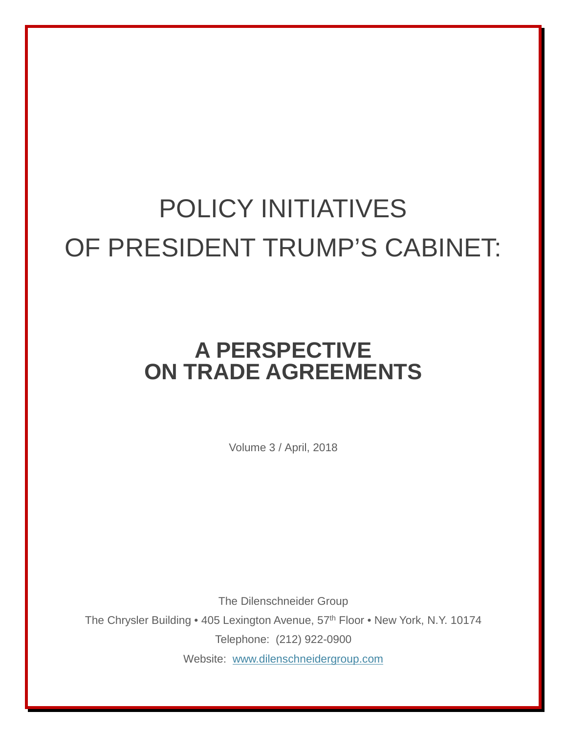# POLICY INITIATIVES
# OF PRESIDENT TRUMP'S CABINET:

## A PERSPECTIVE
## ON TRADE AGREEMENTS

Volume 3 / April, 2018

The Dilenschneider Group

The Chrysler Building • 405 Lexington Avenue, 57th Floor • New York, N.Y. 10174

Telephone: (212) 922-0900

Website: [www.dilenschneidergroup.com](http://www.dilenschneidergroup.com)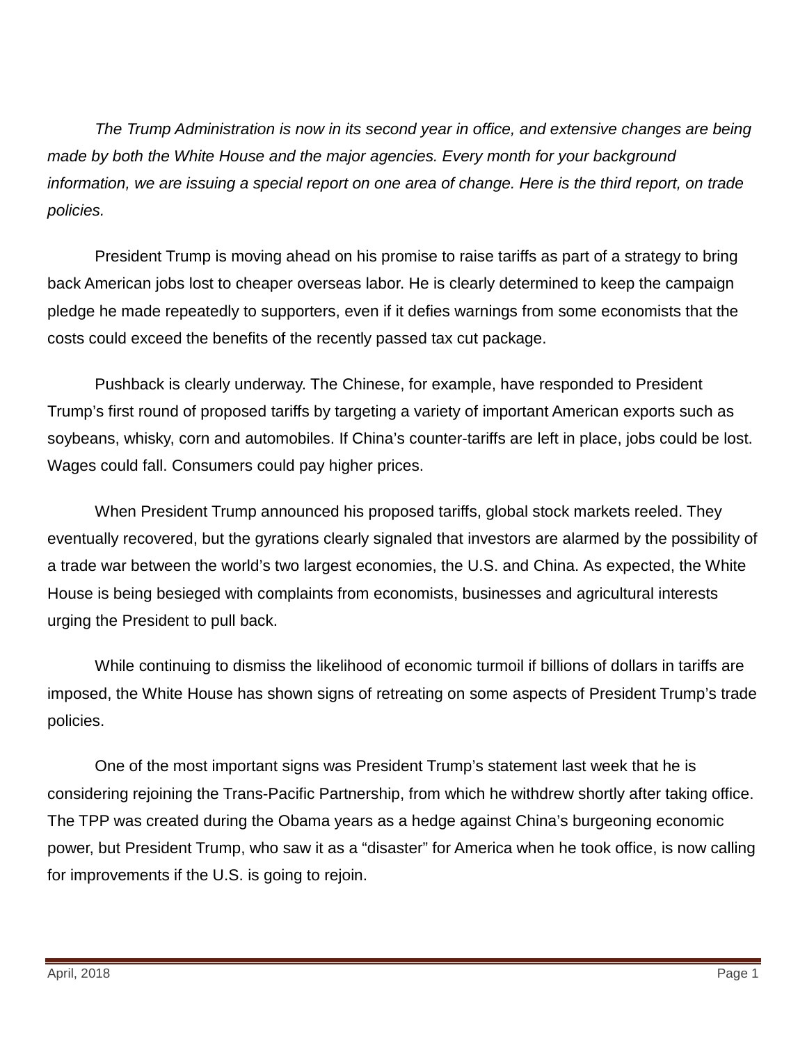*The Trump Administration is now in its second year in office, and extensive changes are being made by both the White House and the major agencies. Every month for your background information, we are issuing a special report on one area of change. Here is the third report, on trade policies.*

President Trump is moving ahead on his promise to raise tariffs as part of a strategy to bring back American jobs lost to cheaper overseas labor. He is clearly determined to keep the campaign pledge he made repeatedly to supporters, even if it defies warnings from some economists that the costs could exceed the benefits of the recently passed tax cut package.

Pushback is clearly underway. The Chinese, for example, have responded to President Trump's first round of proposed tariffs by targeting a variety of important American exports such as soybeans, whisky, corn and automobiles. If China's counter-tariffs are left in place, jobs could be lost. Wages could fall. Consumers could pay higher prices.

When President Trump announced his proposed tariffs, global stock markets reeled. They eventually recovered, but the gyrations clearly signaled that investors are alarmed by the possibility of a trade war between the world's two largest economies, the U.S. and China. As expected, the White House is being besieged with complaints from economists, businesses and agricultural interests urging the President to pull back.

While continuing to dismiss the likelihood of economic turmoil if billions of dollars in tariffs are imposed, the White House has shown signs of retreating on some aspects of President Trump's trade policies.

One of the most important signs was President Trump's statement last week that he is considering rejoining the Trans-Pacific Partnership, from which he withdrew shortly after taking office. The TPP was created during the Obama years as a hedge against China's burgeoning economic power, but President Trump, who saw it as a "disaster" for America when he took office, is now calling for improvements if the U.S. is going to rejoin.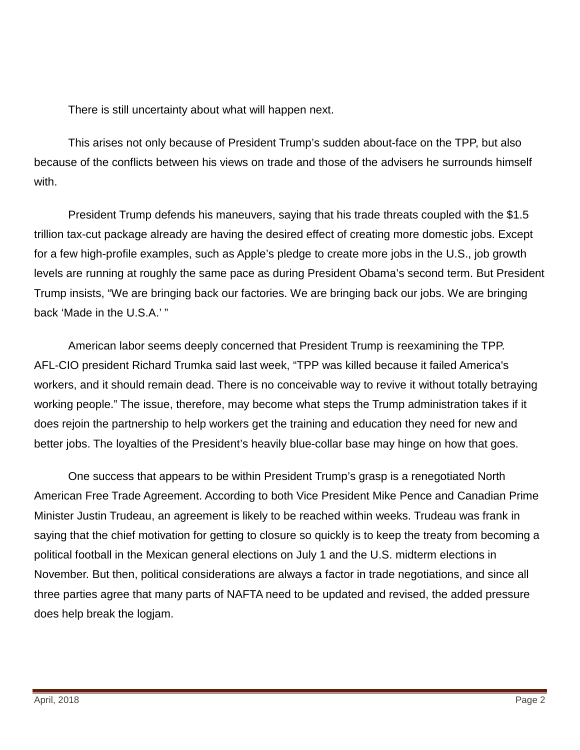There is still uncertainty about what will happen next.

This arises not only because of President Trump's sudden about-face on the TPP, but also because of the conflicts between his views on trade and those of the advisers he surrounds himself with.

President Trump defends his maneuvers, saying that his trade threats coupled with the $1.5 trillion tax-cut package already are having the desired effect of creating more domestic jobs. Except for a few high-profile examples, such as Apple's pledge to create more jobs in the U.S., job growth levels are running at roughly the same pace as during President Obama's second term. But President Trump insists, "We are bringing back our factories. We are bringing back our jobs. We are bringing back 'Made in the U.S.A.' "

American labor seems deeply concerned that President Trump is reexamining the TPP. AFL-CIO president Richard Trumka said last week, "TPP was killed because it failed America's workers, and it should remain dead. There is no conceivable way to revive it without totally betraying working people." The issue, therefore, may become what steps the Trump administration takes if it does rejoin the partnership to help workers get the training and education they need for new and better jobs. The loyalties of the President's heavily blue-collar base may hinge on how that goes.

One success that appears to be within President Trump's grasp is a renegotiated North American Free Trade Agreement. According to both Vice President Mike Pence and Canadian Prime Minister Justin Trudeau, an agreement is likely to be reached within weeks. Trudeau was frank in saying that the chief motivation for getting to closure so quickly is to keep the treaty from becoming a political football in the Mexican general elections on July 1 and the U.S. midterm elections in November. But then, political considerations are always a factor in trade negotiations, and since all three parties agree that many parts of NAFTA need to be updated and revised, the added pressure does help break the logjam.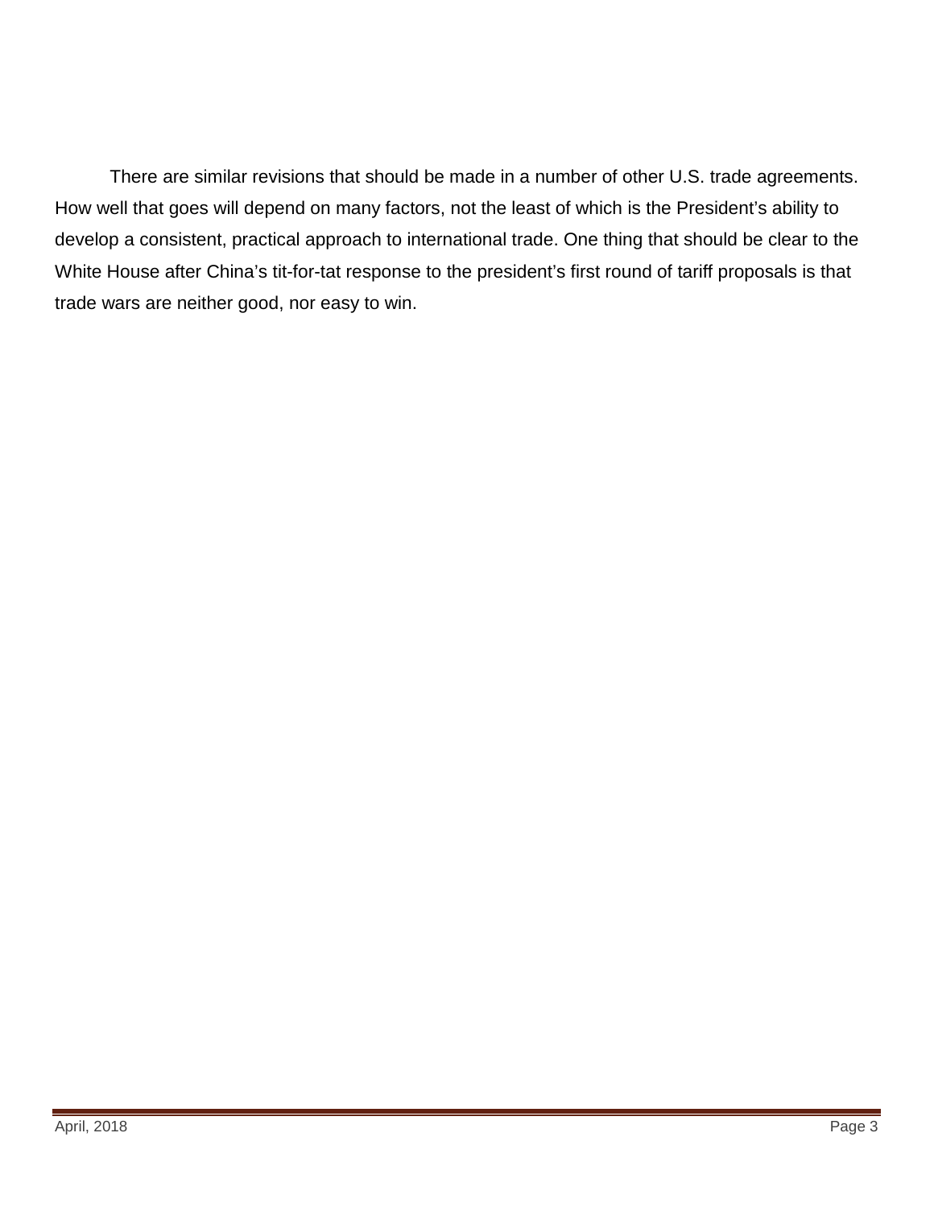There are similar revisions that should be made in a number of other U.S. trade agreements. How well that goes will depend on many factors, not the least of which is the President's ability to develop a consistent, practical approach to international trade. One thing that should be clear to the White House after China's tit-for-tat response to the president's first round of tariff proposals is that trade wars are neither good, nor easy to win.